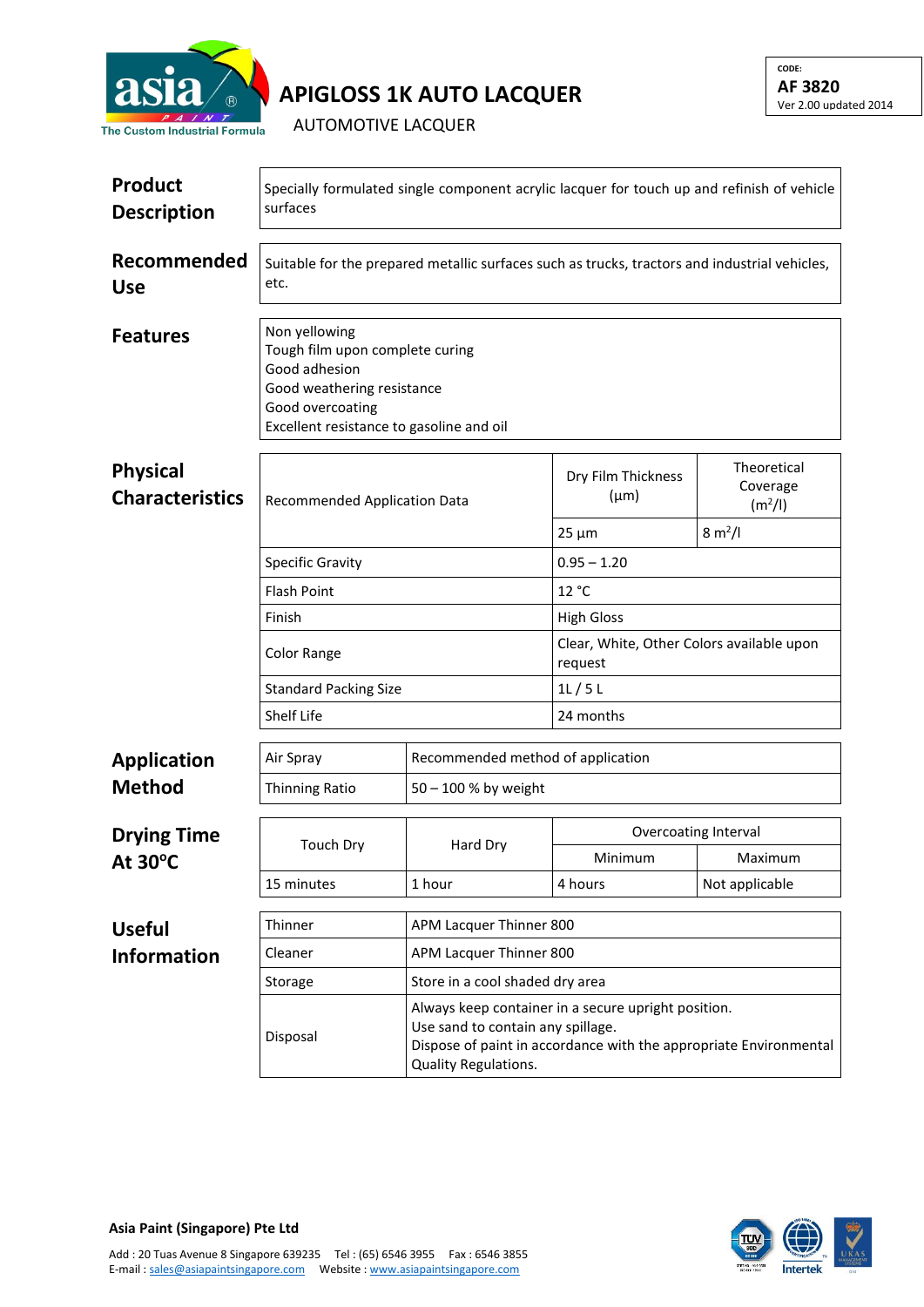asia PAINT
The Custom Industrial Formula

# APIGLOSS 1K AUTO LACQUER

AUTOMOTIVE LACQUER

CODE:
**AF 3820**
Ver 2.00 updated 2014

## Product Description

Specially formulated single component acrylic lacquer for touch up and refinish of vehicle surfaces

## Recommended Use

Suitable for the prepared metallic surfaces such as trucks, tractors and industrial vehicles, etc.

## Features

- Non yellowing
- Tough film upon complete curing
- Good adhesion
- Good weathering resistance
- Good overcoating
- Excellent resistance to gasoline and oil

## Physical Characteristics

| | Dry Film Thickness (µm) | Theoretical Coverage ($m^2/l$) |
|---|---|---|
| Recommended Application Data | 25 µm | 8 $m^2/l$ |
| Specific Gravity | 0.95 – 1.20 | |
| Flash Point | 12 °C | |
| Finish | High Gloss | |
| Color Range | Clear, White, Other Colors available upon request | |
| Standard Packing Size | 1L / 5 L | |
| Shelf Life | 24 months | |

## Application Method

| | |
|---|---|
| Air Spray | Recommended method of application |
| Thinning Ratio | 50 – 100 % by weight |

## Drying Time At 30°C

| Touch Dry | Hard Dry | Overcoating Interval | |
|---|---|---|---|
| | | Minimum | Maximum |
| 15 minutes | 1 hour | 4 hours | Not applicable |

## Useful Information

| | |
|---|---|
| Thinner | APM Lacquer Thinner 800 |
| Cleaner | APM Lacquer Thinner 800 |
| Storage | Store in a cool shaded dry area |
| Disposal | Always keep container in a secure upright position. Use sand to contain any spillage. Dispose of paint in accordance with the appropriate Environmental Quality Regulations. |

**Asia Paint (Singapore) Pte Ltd**

Add : 20 Tuas Avenue 8 Singapore 639235 Tel : (65) 6546 3955 Fax : 6546 3855
E-mail : sales@asiapaintsingapore.com Website : www.asiapaintsingapore.com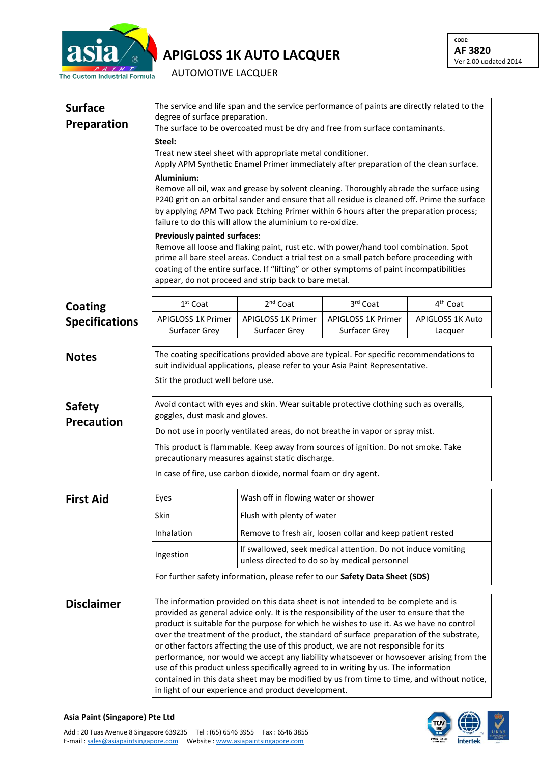# APIGLOSS 1K AUTO LACQUER

AUTOMOTIVE LACQUER

CODE:
**AF 3820**
Ver 2.00 updated 2014

## Surface Preparation

The service and life span and the service performance of paints are directly related to the degree of surface preparation.
The surface to be overcoated must be dry and free from surface contaminants.

**Steel:**
Treat new steel sheet with appropriate metal conditioner.
Apply APM Synthetic Enamel Primer immediately after preparation of the clean surface.

**Aluminium:**
Remove all oil, wax and grease by solvent cleaning. Thoroughly abrade the surface using P240 grit on an orbital sander and ensure that all residue is cleaned off. Prime the surface by applying APM Two pack Etching Primer within 6 hours after the preparation process; failure to do this will allow the aluminium to re-oxidize.

**Previously painted surfaces**:
Remove all loose and flaking paint, rust etc. with power/hand tool combination. Spot prime all bare steel areas. Conduct a trial test on a small patch before proceeding with coating of the entire surface. If "lifting" or other symptoms of paint incompatibilities appear, do not proceed and strip back to bare metal.

## Coating Specifications

| 1st Coat | 2nd Coat | 3rd Coat | 4th Coat |
|---|---|---|---|
| APIGLOSS 1K Primer Surfacer Grey | APIGLOSS 1K Primer Surfacer Grey | APIGLOSS 1K Primer Surfacer Grey | APIGLOSS 1K Auto Lacquer |

## Notes

The coating specifications provided above are typical. For specific recommendations to suit individual applications, please refer to your Asia Paint Representative.

Stir the product well before use.

## Safety Precaution

Avoid contact with eyes and skin. Wear suitable protective clothing such as overalls, goggles, dust mask and gloves.

Do not use in poorly ventilated areas, do not breathe in vapor or spray mist.

This product is flammable. Keep away from sources of ignition. Do not smoke. Take precautionary measures against static discharge.

In case of fire, use carbon dioxide, normal foam or dry agent.

## First Aid

| | |
|---|---|
| Eyes | Wash off in flowing water or shower |
| Skin | Flush with plenty of water |
| Inhalation | Remove to fresh air, loosen collar and keep patient rested |
| Ingestion | If swallowed, seek medical attention. Do not induce vomiting unless directed to do so by medical personnel |

For further safety information, please refer to our **Safety Data Sheet (SDS)**

## Disclaimer

The information provided on this data sheet is not intended to be complete and is provided as general advice only. It is the responsibility of the user to ensure that the product is suitable for the purpose for which he wishes to use it. As we have no control over the treatment of the product, the standard of surface preparation of the substrate, or other factors affecting the use of this product, we are not responsible for its performance, nor would we accept any liability whatsoever or howsoever arising from the use of this product unless specifically agreed to in writing by us. The information contained in this data sheet may be modified by us from time to time, and without notice, in light of our experience and product development.

**Asia Paint (Singapore) Pte Ltd**

Add : 20 Tuas Avenue 8 Singapore 639235   Tel : (65) 6546 3955   Fax : 6546 3855
E-mail : sales@asiapaintsingapore.com   Website : www.asiapaintsingapore.com